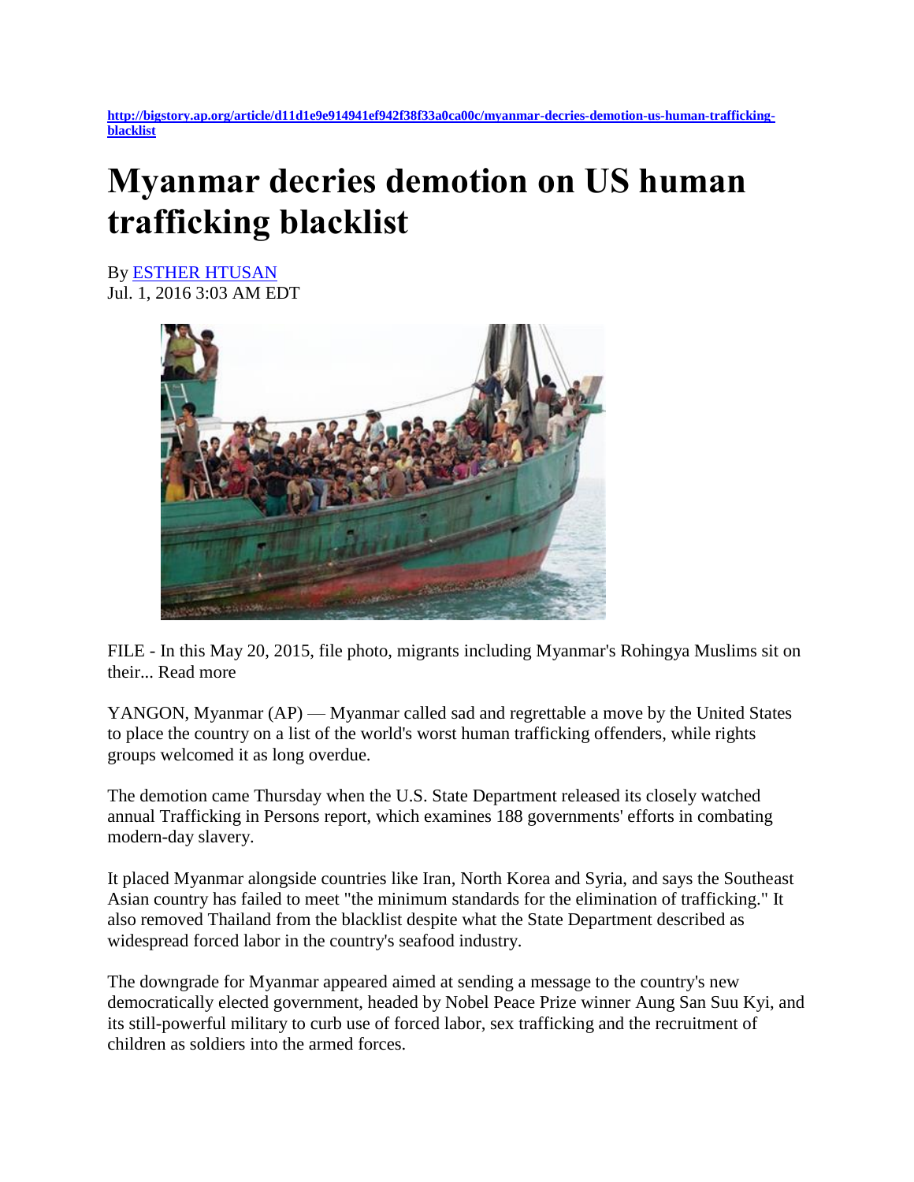http://bigstory.ap.org/article/d11d1e9e914941ef942f38f33a0ca00c/myanmar-decries-demotion-us-human-trafficking-blacklist

# Myanmar decries demotion on US human trafficking blacklist

By ESTHER HTUSAN
Jul. 1, 2016 3:03 AM EDT

FILE - In this May 20, 2015, file photo, migrants including Myanmar's Rohingya Muslims sit on their... Read more

YANGON, Myanmar (AP) — Myanmar called sad and regrettable a move by the United States to place the country on a list of the world's worst human trafficking offenders, while rights groups welcomed it as long overdue.

The demotion came Thursday when the U.S. State Department released its closely watched annual Trafficking in Persons report, which examines 188 governments' efforts in combating modern-day slavery.

It placed Myanmar alongside countries like Iran, North Korea and Syria, and says the Southeast Asian country has failed to meet "the minimum standards for the elimination of trafficking." It also removed Thailand from the blacklist despite what the State Department described as widespread forced labor in the country's seafood industry.

The downgrade for Myanmar appeared aimed at sending a message to the country's new democratically elected government, headed by Nobel Peace Prize winner Aung San Suu Kyi, and its still-powerful military to curb use of forced labor, sex trafficking and the recruitment of children as soldiers into the armed forces.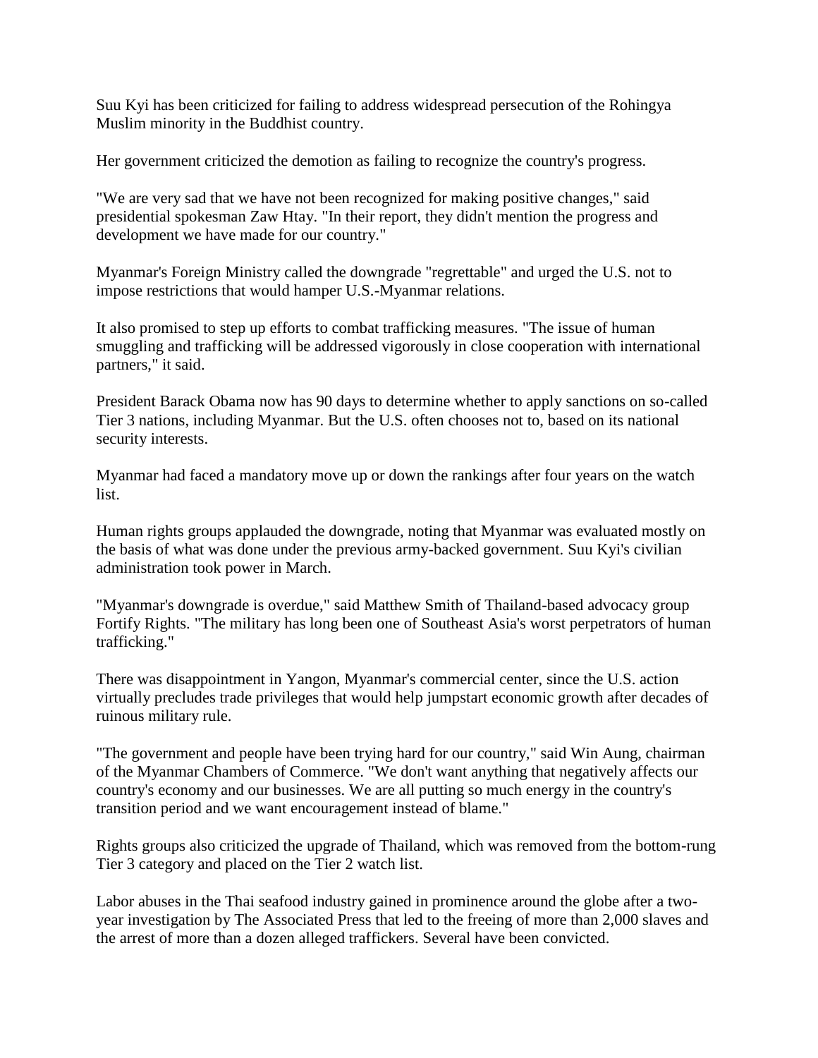Suu Kyi has been criticized for failing to address widespread persecution of the Rohingya Muslim minority in the Buddhist country.

Her government criticized the demotion as failing to recognize the country's progress.

"We are very sad that we have not been recognized for making positive changes," said presidential spokesman Zaw Htay. "In their report, they didn't mention the progress and development we have made for our country."

Myanmar's Foreign Ministry called the downgrade "regrettable" and urged the U.S. not to impose restrictions that would hamper U.S.-Myanmar relations.

It also promised to step up efforts to combat trafficking measures. "The issue of human smuggling and trafficking will be addressed vigorously in close cooperation with international partners," it said.

President Barack Obama now has 90 days to determine whether to apply sanctions on so-called Tier 3 nations, including Myanmar. But the U.S. often chooses not to, based on its national security interests.

Myanmar had faced a mandatory move up or down the rankings after four years on the watch list.

Human rights groups applauded the downgrade, noting that Myanmar was evaluated mostly on the basis of what was done under the previous army-backed government. Suu Kyi's civilian administration took power in March.

"Myanmar's downgrade is overdue," said Matthew Smith of Thailand-based advocacy group Fortify Rights. "The military has long been one of Southeast Asia's worst perpetrators of human trafficking."

There was disappointment in Yangon, Myanmar's commercial center, since the U.S. action virtually precludes trade privileges that would help jumpstart economic growth after decades of ruinous military rule.

"The government and people have been trying hard for our country," said Win Aung, chairman of the Myanmar Chambers of Commerce. "We don't want anything that negatively affects our country's economy and our businesses. We are all putting so much energy in the country's transition period and we want encouragement instead of blame."

Rights groups also criticized the upgrade of Thailand, which was removed from the bottom-rung Tier 3 category and placed on the Tier 2 watch list.

Labor abuses in the Thai seafood industry gained in prominence around the globe after a two-year investigation by The Associated Press that led to the freeing of more than 2,000 slaves and the arrest of more than a dozen alleged traffickers. Several have been convicted.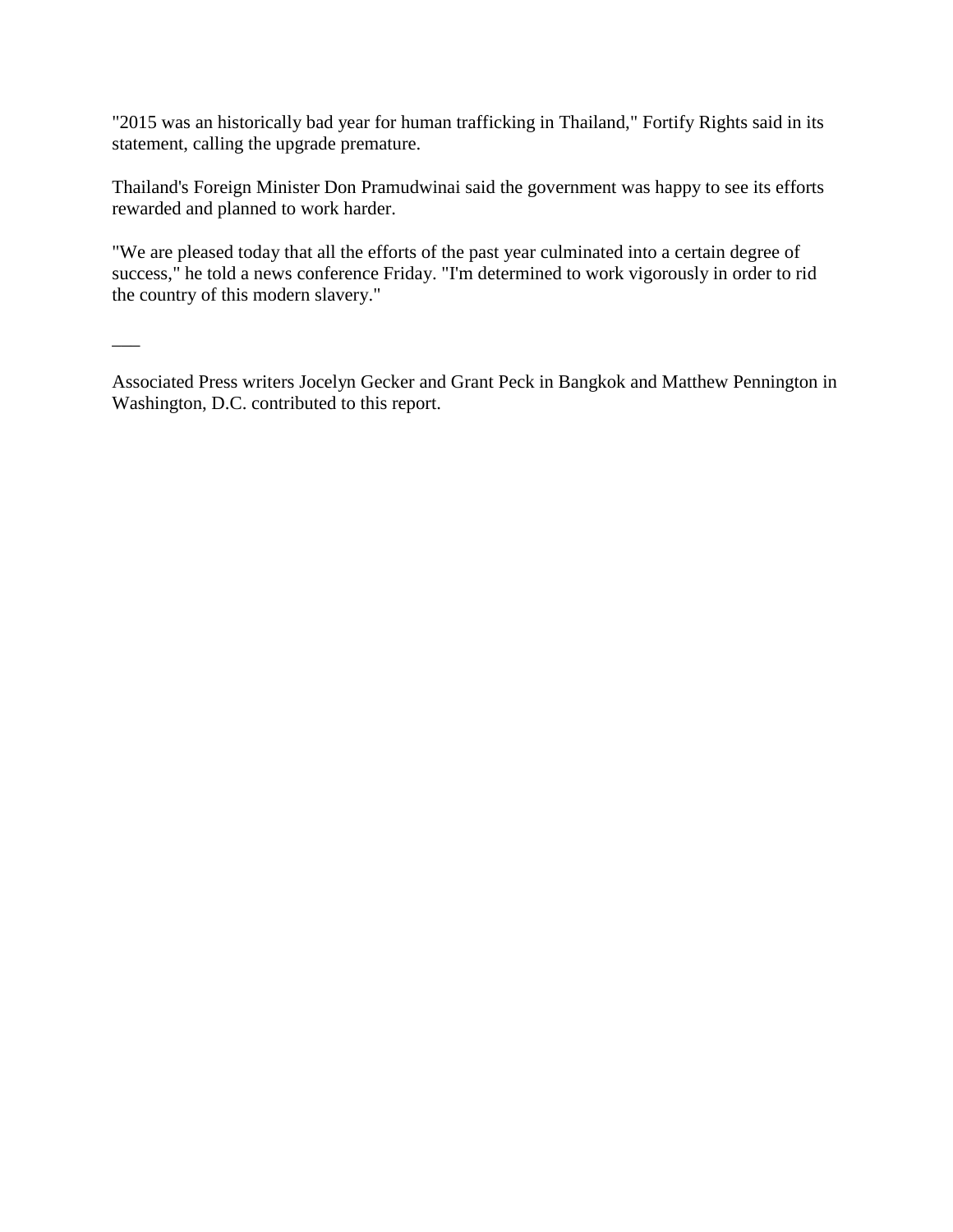"2015 was an historically bad year for human trafficking in Thailand," Fortify Rights said in its statement, calling the upgrade premature.

Thailand's Foreign Minister Don Pramudwinai said the government was happy to see its efforts rewarded and planned to work harder.

"We are pleased today that all the efforts of the past year culminated into a certain degree of success," he told a news conference Friday. "I'm determined to work vigorously in order to rid the country of this modern slavery."

\_\_\_

Associated Press writers Jocelyn Gecker and Grant Peck in Bangkok and Matthew Pennington in Washington, D.C. contributed to this report.